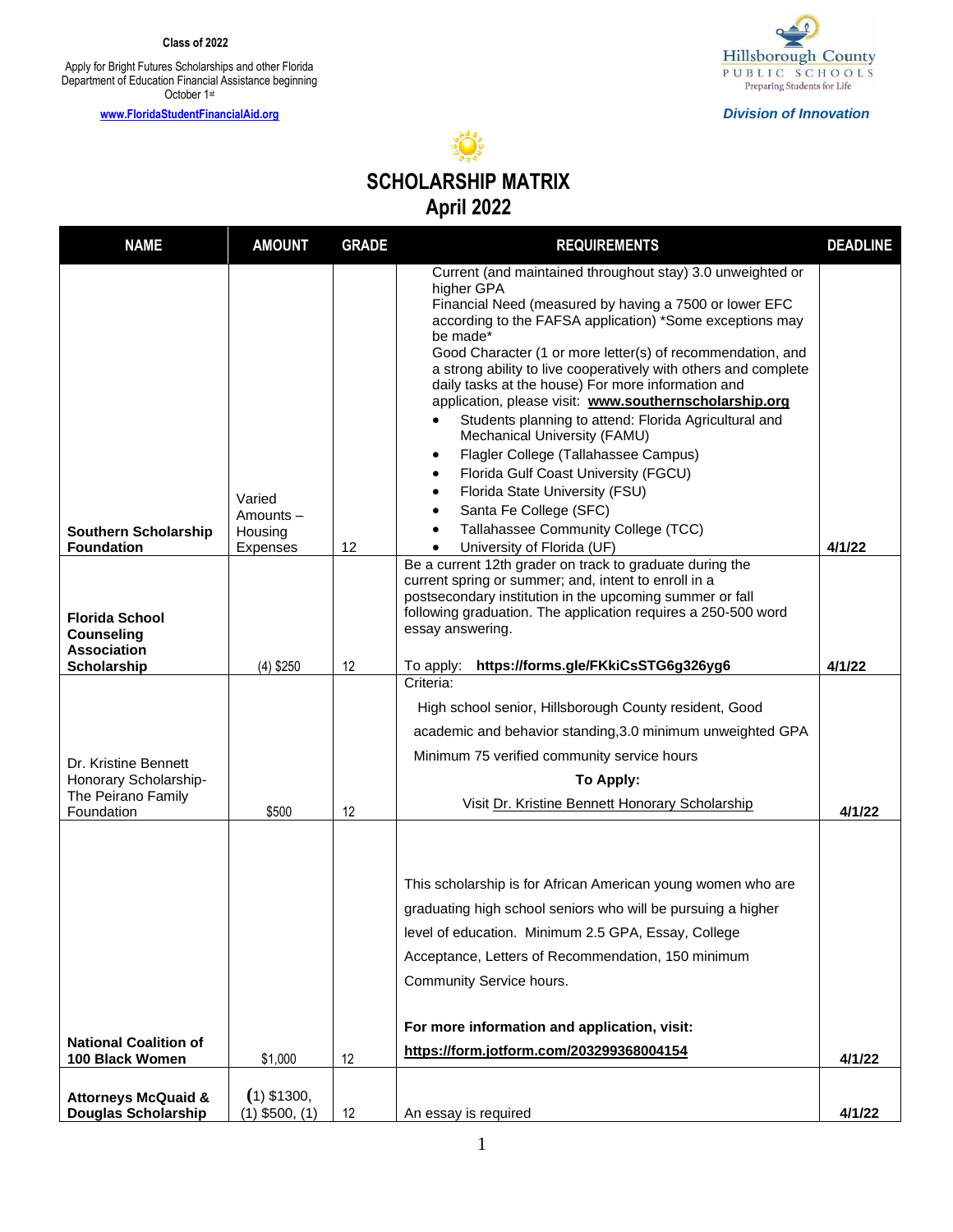**Class of 2022**

Apply for Bright Futures Scholarships and other Florida Department of Education Financial Assistance beginning October 1st

**www.FloridaStudentFinancialAid.org**

Hillsborough County PUBLIC SCHOOLS Preparing Students for Life

***Division of Innovation***

# SCHOLARSHIP MATRIX
## April 2022

| NAME | AMOUNT | GRADE | REQUIREMENTS | DEADLINE |
|---|---|---|---|---|
| **Southern Scholarship Foundation** | Varied Amounts – Housing Expenses | 12 | Current (and maintained throughout stay) 3.0 unweighted or higher GPA<br>Financial Need (measured by having a 7500 or lower EFC according to the FAFSA application) *Some exceptions may be made*<br>Good Character (1 or more letter(s) of recommendation, and a strong ability to live cooperatively with others and complete daily tasks at the house) For more information and application, please visit: **www.southernscholarship.org**<br>• Students planning to attend: Florida Agricultural and Mechanical University (FAMU)<br>• Flagler College (Tallahassee Campus)<br>• Florida Gulf Coast University (FGCU)<br>• Florida State University (FSU)<br>• Santa Fe College (SFC)<br>• Tallahassee Community College (TCC)<br>• University of Florida (UF) | **4/1/22** |
| **Florida School Counseling Association Scholarship** | (4) $250 | 12 | Be a current 12th grader on track to graduate during the current spring or summer; and, intent to enroll in a postsecondary institution in the upcoming summer or fall following graduation. The application requires a 250-500 word essay answering.<br>To apply: **https://forms.gle/FKkiCsSTG6g326yg6** | **4/1/22** |
| Dr. Kristine Bennett Honorary Scholarship- The Peirano Family Foundation | $500 | 12 | Criteria:<br>High school senior, Hillsborough County resident, Good academic and behavior standing, 3.0 minimum unweighted GPA<br>Minimum 75 verified community service hours<br>**To Apply:**<br>Visit Dr. Kristine Bennett Honorary Scholarship | **4/1/22** |
| **National Coalition of 100 Black Women** | $1,000 | 12 | This scholarship is for African American young women who are graduating high school seniors who will be pursuing a higher level of education. Minimum 2.5 GPA, Essay, College Acceptance, Letters of Recommendation, 150 minimum Community Service hours.<br>**For more information and application, visit:**<br>**https://form.jotform.com/203299368004154** | **4/1/22** |
| **Attorneys McQuaid & Douglas Scholarship** | (1) $1300, (1) $500, (1) | 12 | An essay is required | **4/1/22** |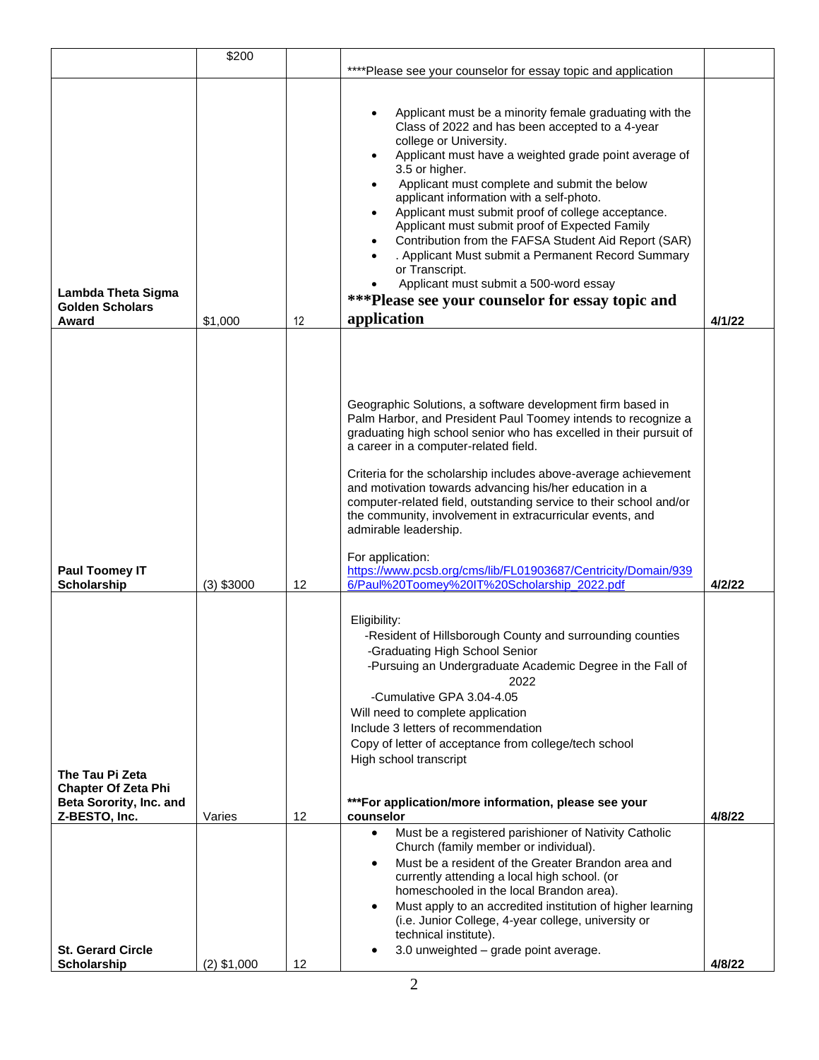| | | | | |
|---|---|---|---|---|
| | $200 | | ****Please see your counselor for essay topic and application | |
| **Lambda Theta Sigma Golden Scholars Award** | $1,000 | 12 | • Applicant must be a minority female graduating with the Class of 2022 and has been accepted to a 4-year college or University.<br>• Applicant must have a weighted grade point average of 3.5 or higher.<br>• Applicant must complete and submit the below applicant information with a self-photo.<br>• Applicant must submit proof of college acceptance. Applicant must submit proof of Expected Family<br>• Contribution from the FAFSA Student Aid Report (SAR)<br>• . Applicant Must submit a Permanent Record Summary or Transcript.<br>• Applicant must submit a 500-word essay<br>**\*\*\*Please see your counselor for essay topic and application** | **4/1/22** |
| **Paul Toomey IT Scholarship** | (3) $3000 | 12 | Geographic Solutions, a software development firm based in Palm Harbor, and President Paul Toomey intends to recognize a graduating high school senior who has excelled in their pursuit of a career in a computer-related field.<br><br>Criteria for the scholarship includes above-average achievement and motivation towards advancing his/her education in a computer-related field, outstanding service to their school and/or the community, involvement in extracurricular events, and admirable leadership.<br><br>For application:<br>https://www.pcsb.org/cms/lib/FL01903687/Centricity/Domain/9396/Paul%20Toomey%20IT%20Scholarship_2022.pdf | **4/2/22** |
| **The Tau Pi Zeta Chapter Of Zeta Phi Beta Sorority, Inc. and Z-BESTO, Inc.** | Varies | 12 | Eligibility:<br>-Resident of Hillsborough County and surrounding counties<br>-Graduating High School Senior<br>-Pursuing an Undergraduate Academic Degree in the Fall of 2022<br>-Cumulative GPA 3.04-4.05<br>Will need to complete application<br>Include 3 letters of recommendation<br>Copy of letter of acceptance from college/tech school<br>High school transcript<br><br>**\*\*\*For application/more information, please see your counselor** | **4/8/22** |
| **St. Gerard Circle Scholarship** | (2) $1,000 | 12 | • Must be a registered parishioner of Nativity Catholic Church (family member or individual).<br>• Must be a resident of the Greater Brandon area and currently attending a local high school. (or homeschooled in the local Brandon area).<br>• Must apply to an accredited institution of higher learning (i.e. Junior College, 4-year college, university or technical institute).<br>• 3.0 unweighted – grade point average. | **4/8/22** |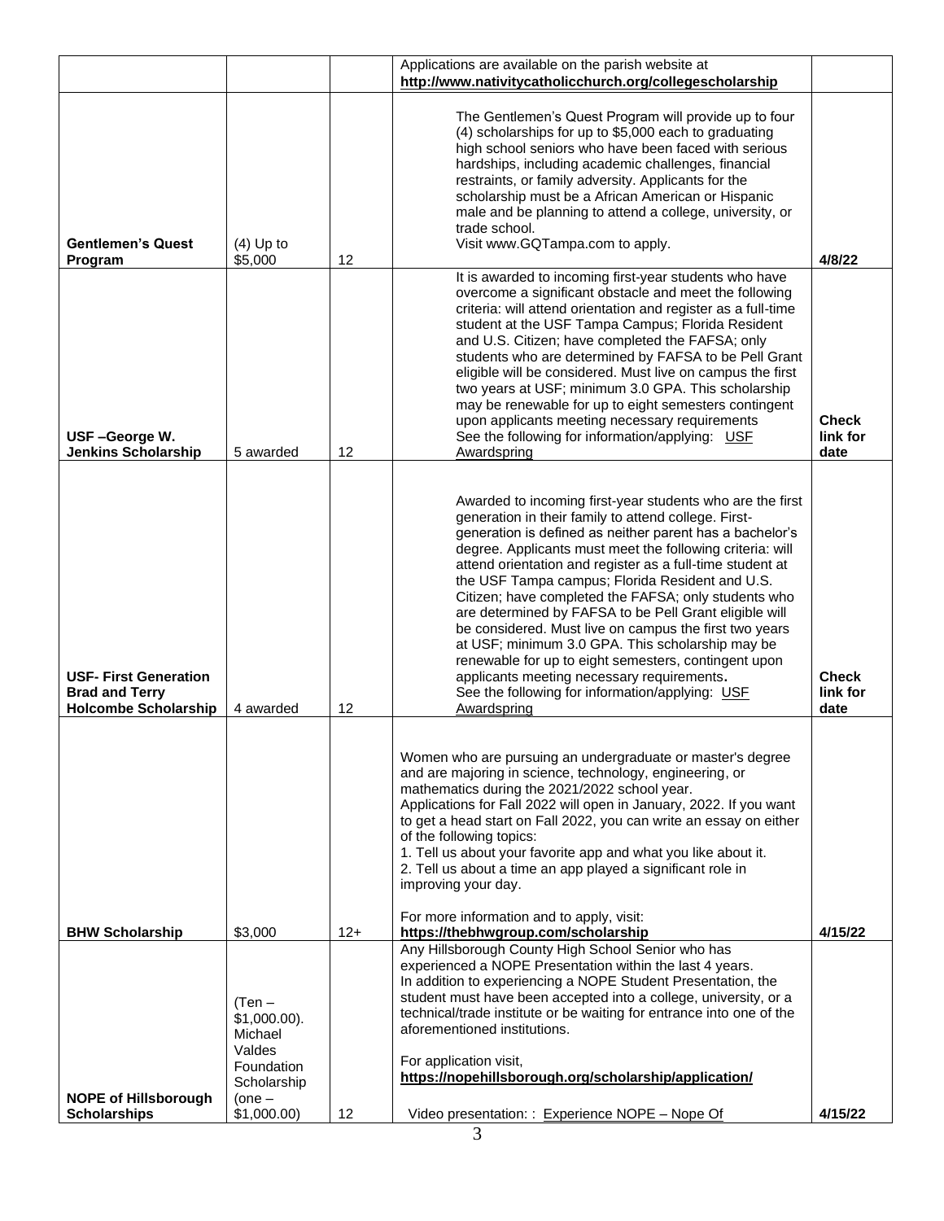| | | | | |
|---|---|---|---|---|
| | | | Applications are available on the parish website at **http://www.nativitycatholicchurch.org/collegescholarship** | |
| **Gentlemen's Quest Program** | (4) Up to $5,000 | 12 | The Gentlemen's Quest Program will provide up to four (4) scholarships for up to $5,000 each to graduating high school seniors who have been faced with serious hardships, including academic challenges, financial restraints, or family adversity. Applicants for the scholarship must be a African American or Hispanic male and be planning to attend a college, university, or trade school.<br>Visit www.GQTampa.com to apply. | **4/8/22** |
| **USF –George W. Jenkins Scholarship** | 5 awarded | 12 | It is awarded to incoming first-year students who have overcome a significant obstacle and meet the following criteria: will attend orientation and register as a full-time student at the USF Tampa Campus; Florida Resident and U.S. Citizen; have completed the FAFSA; only students who are determined by FAFSA to be Pell Grant eligible will be considered. Must live on campus the first two years at USF; minimum 3.0 GPA. This scholarship may be renewable for up to eight semesters contingent upon applicants meeting necessary requirements<br>See the following for information/applying: USF Awardspring | **Check link for date** |
| **USF- First Generation Brad and Terry Holcombe Scholarship** | 4 awarded | 12 | Awarded to incoming first-year students who are the first generation in their family to attend college. First-generation is defined as neither parent has a bachelor's degree. Applicants must meet the following criteria: will attend orientation and register as a full-time student at the USF Tampa campus; Florida Resident and U.S. Citizen; have completed the FAFSA; only students who are determined by FAFSA to be Pell Grant eligible will be considered. Must live on campus the first two years at USF; minimum 3.0 GPA. This scholarship may be renewable for up to eight semesters, contingent upon applicants meeting necessary requirements**.**<br>See the following for information/applying: USF Awardspring | **Check link for date** |
| **BHW Scholarship** | $3,000 | 12+ | Women who are pursuing an undergraduate or master's degree and are majoring in science, technology, engineering, or mathematics during the 2021/2022 school year.<br>Applications for Fall 2022 will open in January, 2022. If you want to get a head start on Fall 2022, you can write an essay on either of the following topics:<br>1. Tell us about your favorite app and what you like about it.<br>2. Tell us about a time an app played a significant role in improving your day.<br><br>For more information and to apply, visit:<br>**https://thebhwgroup.com/scholarship** | **4/15/22** |
| **NOPE of Hillsborough Scholarships** | (Ten – $1,000.00). Michael Valdes Foundation Scholarship (one – $1,000.00) | 12 | Any Hillsborough County High School Senior who has experienced a NOPE Presentation within the last 4 years.<br>In addition to experiencing a NOPE Student Presentation, the student must have been accepted into a college, university, or a technical/trade institute or be waiting for entrance into one of the aforementioned institutions.<br><br>For application visit,<br>**https://nopehillsborough.org/scholarship/application/**<br><br>Video presentation: : Experience NOPE – Nope Of | **4/15/22** |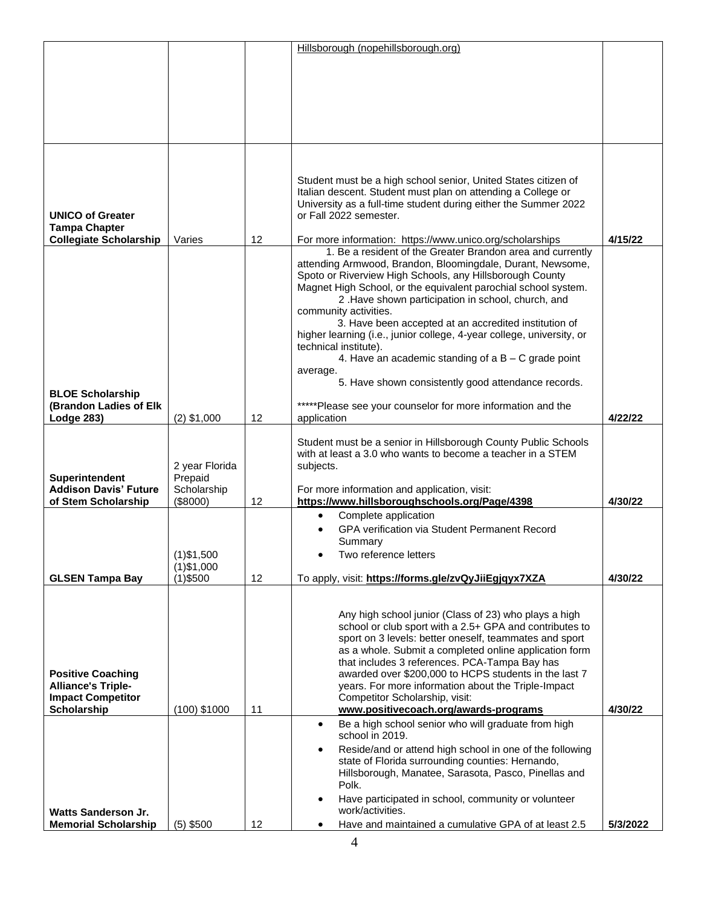| | | | | |
|---|---|---|---|---|
| | | | Hillsborough (nopehillsborough.org) | |
| **UNICO of Greater Tampa Chapter Collegiate Scholarship** | Varies | 12 | Student must be a high school senior, United States citizen of Italian descent. Student must plan on attending a College or University as a full-time student during either the Summer 2022 or Fall 2022 semester.<br><br>For more information: https://www.unico.org/scholarships | **4/15/22** |
| **BLOE Scholarship (Brandon Ladies of Elk Lodge 283)** | (2) $1,000 | 12 | 1. Be a resident of the Greater Brandon area and currently attending Armwood, Brandon, Bloomingdale, Durant, Newsome, Spoto or Riverview High Schools, any Hillsborough County Magnet High School, or the equivalent parochial school system.<br>2 .Have shown participation in school, church, and community activities.<br>3. Have been accepted at an accredited institution of higher learning (i.e., junior college, 4-year college, university, or technical institute).<br>4. Have an academic standing of a B – C grade point average.<br>5. Have shown consistently good attendance records.<br><br>*****Please see your counselor for more information and the application | **4/22/22** |
| **Superintendent Addison Davis' Future of Stem Scholarship** | 2 year Florida Prepaid Scholarship ($8000) | 12 | Student must be a senior in Hillsborough County Public Schools with at least a 3.0 who wants to become a teacher in a STEM subjects.<br><br>For more information and application, visit: **https://www.hillsboroughschools.org/Page/4398** | **4/30/22** |
| **GLSEN Tampa Bay** | (1)$1,500<br>(1)$1,000<br>(1)$500 | 12 | • Complete application<br>• GPA verification via Student Permanent Record Summary<br>• Two reference letters<br><br>To apply, visit: **https://forms.gle/zvQyJiiEgjqyx7XZA** | **4/30/22** |
| **Positive Coaching Alliance's Triple-Impact Competitor Scholarship** | (100) $1000 | 11 | Any high school junior (Class of 23) who plays a high school or club sport with a 2.5+ GPA and contributes to sport on 3 levels: better oneself, teammates and sport as a whole. Submit a completed online application form that includes 3 references. PCA-Tampa Bay has awarded over $200,000 to HCPS students in the last 7 years. For more information about the Triple-Impact Competitor Scholarship, visit: **www.positivecoach.org/awards-programs** | **4/30/22** |
| **Watts Sanderson Jr. Memorial Scholarship** | (5) $500 | 12 | • Be a high school senior who will graduate from high school in 2019.<br>• Reside/and or attend high school in one of the following state of Florida surrounding counties: Hernando, Hillsborough, Manatee, Sarasota, Pasco, Pinellas and Polk.<br>• Have participated in school, community or volunteer work/activities.<br>• Have and maintained a cumulative GPA of at least 2.5 | **5/3/2022** |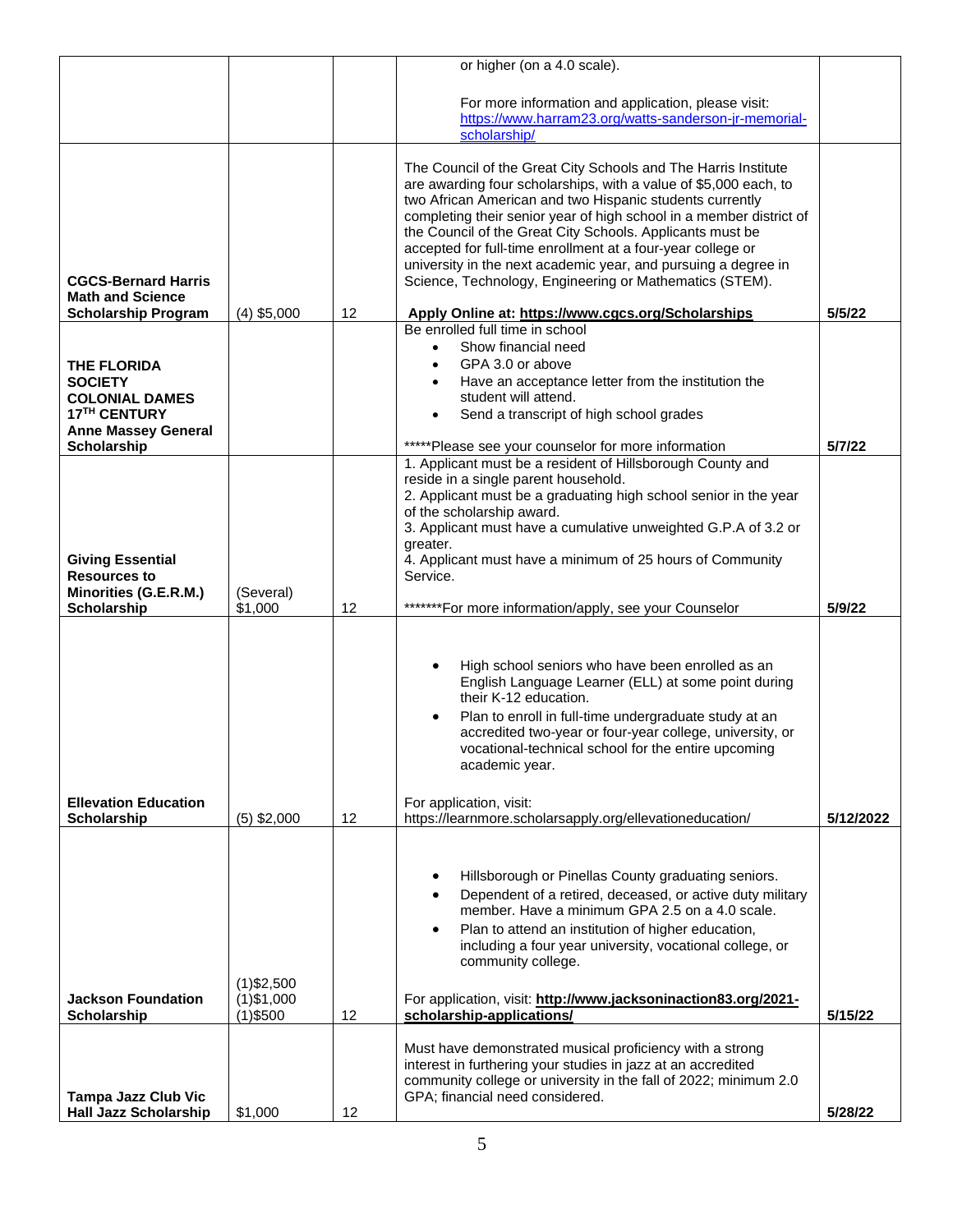| | | | | |
|---|---|---|---|---|
| | | | or higher (on a 4.0 scale).<br><br>For more information and application, please visit: https://www.harram23.org/watts-sanderson-jr-memorial-scholarship/ | |
| **CGCS-Bernard Harris Math and Science Scholarship Program** | (4) $5,000 | 12 | The Council of the Great City Schools and The Harris Institute are awarding four scholarships, with a value of $5,000 each, to two African American and two Hispanic students currently completing their senior year of high school in a member district of the Council of the Great City Schools. Applicants must be accepted for full-time enrollment at a four-year college or university in the next academic year, and pursuing a degree in Science, Technology, Engineering or Mathematics (STEM).<br><br>**Apply Online at: https://www.cgcs.org/Scholarships** | **5/5/22** |
| **THE FLORIDA SOCIETY COLONIAL DAMES 17TH CENTURY Anne Massey General Scholarship** | | | Be enrolled full time in school<br>• Show financial need<br>• GPA 3.0 or above<br>• Have an acceptance letter from the institution the student will attend.<br>• Send a transcript of high school grades<br><br>*****Please see your counselor for more information | **5/7/22** |
| **Giving Essential Resources to Minorities (G.E.R.M.) Scholarship** | (Several) $1,000 | 12 | 1. Applicant must be a resident of Hillsborough County and reside in a single parent household.<br>2. Applicant must be a graduating high school senior in the year of the scholarship award.<br>3. Applicant must have a cumulative unweighted G.P.A of 3.2 or greater.<br>4. Applicant must have a minimum of 25 hours of Community Service.<br><br>*******For more information/apply, see your Counselor | **5/9/22** |
| **Ellevation Education Scholarship** | (5) $2,000 | 12 | • High school seniors who have been enrolled as an English Language Learner (ELL) at some point during their K-12 education.<br>• Plan to enroll in full-time undergraduate study at an accredited two-year or four-year college, university, or vocational-technical school for the entire upcoming academic year.<br><br>For application, visit: https://learnmore.scholarsapply.org/ellevationeducation/ | **5/12/2022** |
| **Jackson Foundation Scholarship** | (1)$2,500<br>(1)$1,000<br>(1)$500 | 12 | • Hillsborough or Pinellas County graduating seniors.<br>• Dependent of a retired, deceased, or active duty military member. Have a minimum GPA 2.5 on a 4.0 scale.<br>• Plan to attend an institution of higher education, including a four year university, vocational college, or community college.<br><br>For application, visit: **http://www.jacksoninaction83.org/2021-scholarship-applications/** | **5/15/22** |
| **Tampa Jazz Club Vic Hall Jazz Scholarship** | $1,000 | 12 | Must have demonstrated musical proficiency with a strong interest in furthering your studies in jazz at an accredited community college or university in the fall of 2022; minimum 2.0 GPA; financial need considered. | **5/28/22** |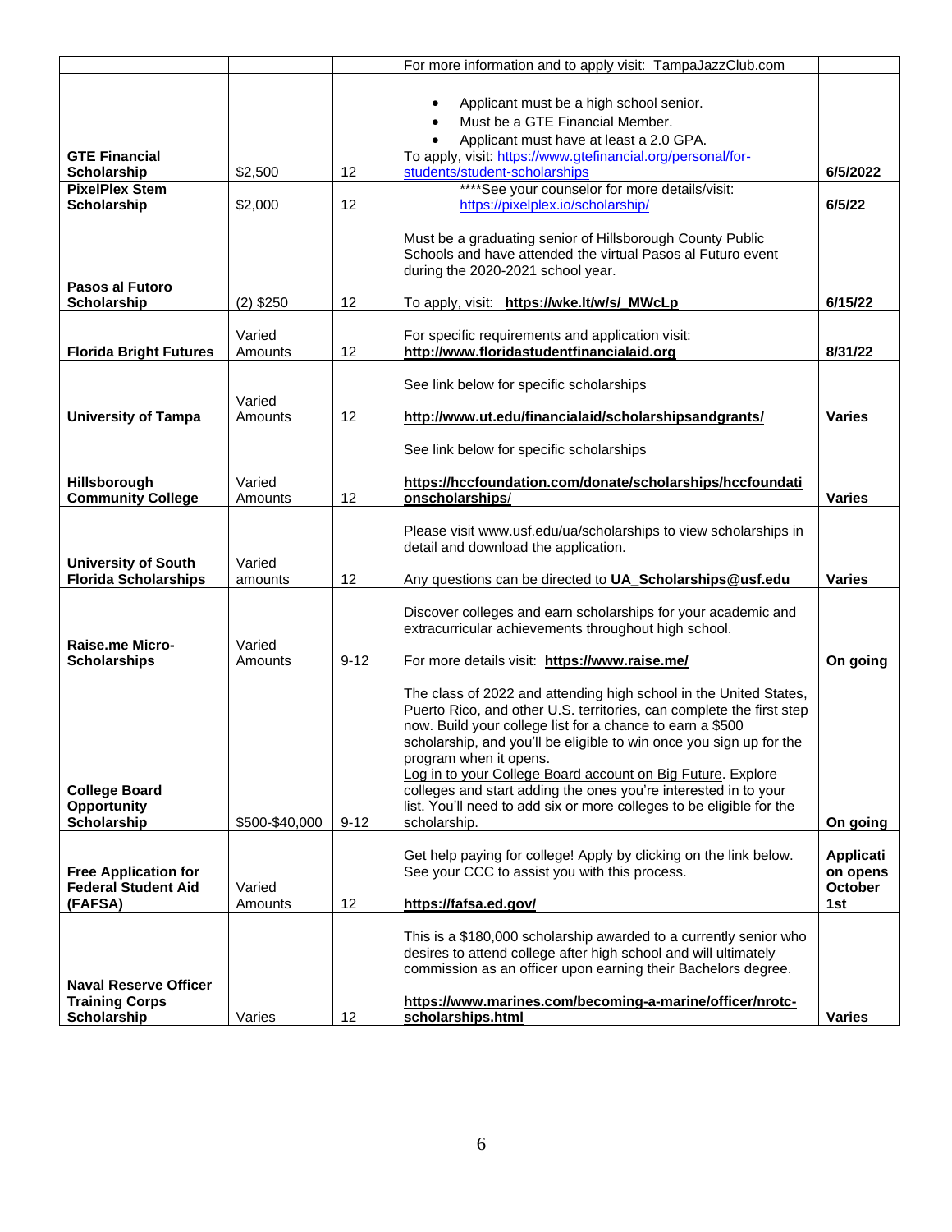| | | | | |
|---|---|---|---|---|
| | | | For more information and to apply visit: TampaJazzClub.com | |
| **GTE Financial Scholarship** | $2,500 | 12 | • Applicant must be a high school senior.<br>• Must be a GTE Financial Member.<br>• Applicant must have at least a 2.0 GPA.<br>To apply, visit: https://www.gtefinancial.org/personal/for-students/student-scholarships | **6/5/2022** |
| **PixelPlex Stem Scholarship** | $2,000 | 12 | ****See your counselor for more details/visit: https://pixelplex.io/scholarship/ | **6/5/22** |
| **Pasos al Futoro Scholarship** | (2) $250 | 12 | Must be a graduating senior of Hillsborough County Public Schools and have attended the virtual Pasos al Futuro event during the 2020-2021 school year.<br><br>To apply, visit: **https://wke.lt/w/s/_MWcLp** | **6/15/22** |
| **Florida Bright Futures** | Varied Amounts | 12 | For specific requirements and application visit: **http://www.floridastudentfinancialaid.org** | **8/31/22** |
| **University of Tampa** | Varied Amounts | 12 | See link below for specific scholarships<br><br>**http://www.ut.edu/financialaid/scholarshipsandgrants/** | **Varies** |
| **Hillsborough Community College** | Varied Amounts | 12 | See link below for specific scholarships<br><br>**https://hccfoundation.com/donate/scholarships/hccfoundationscholarships/** | **Varies** |
| **University of South Florida Scholarships** | Varied amounts | 12 | Please visit www.usf.edu/ua/scholarships to view scholarships in detail and download the application.<br><br>Any questions can be directed to **UA_Scholarships@usf.edu** | **Varies** |
| **Raise.me Micro-Scholarships** | Varied Amounts | 9-12 | Discover colleges and earn scholarships for your academic and extracurricular achievements throughout high school.<br><br>For more details visit: **https://www.raise.me/** | **On going** |
| **College Board Opportunity Scholarship** | $500-$40,000 | 9-12 | The class of 2022 and attending high school in the United States, Puerto Rico, and other U.S. territories, can complete the first step now. Build your college list for a chance to earn a $500 scholarship, and you'll be eligible to win once you sign up for the program when it opens.<br>Log in to your College Board account on Big Future. Explore colleges and start adding the ones you're interested in to your list. You'll need to add six or more colleges to be eligible for the scholarship. | **On going** |
| **Free Application for Federal Student Aid (FAFSA)** | Varied Amounts | 12 | Get help paying for college! Apply by clicking on the link below. See your CCC to assist you with this process.<br><br>**https://fafsa.ed.gov/** | **Application opens October 1st** |
| **Naval Reserve Officer Training Corps Scholarship** | Varies | 12 | This is a $180,000 scholarship awarded to a currently senior who desires to attend college after high school and will ultimately commission as an officer upon earning their Bachelors degree.<br><br>**https://www.marines.com/becoming-a-marine/officer/nrotc-scholarships.html** | **Varies** |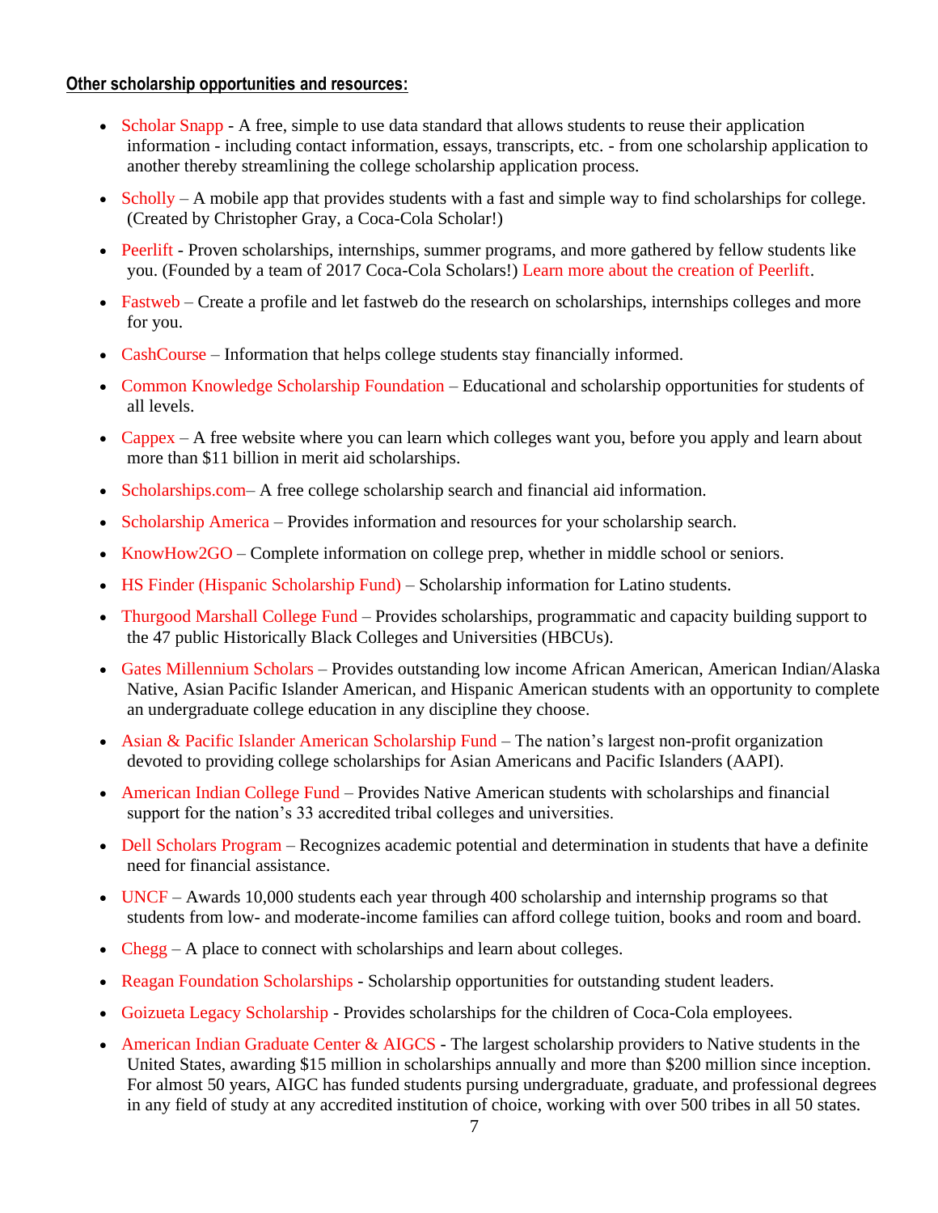**Other scholarship opportunities and resources:**

- Scholar Snapp - A free, simple to use data standard that allows students to reuse their application information - including contact information, essays, transcripts, etc. - from one scholarship application to another thereby streamlining the college scholarship application process.
- Scholly – A mobile app that provides students with a fast and simple way to find scholarships for college. (Created by Christopher Gray, a Coca-Cola Scholar!)
- Peerlift - Proven scholarships, internships, summer programs, and more gathered by fellow students like you. (Founded by a team of 2017 Coca-Cola Scholars!) Learn more about the creation of Peerlift.
- Fastweb – Create a profile and let fastweb do the research on scholarships, internships colleges and more for you.
- CashCourse – Information that helps college students stay financially informed.
- Common Knowledge Scholarship Foundation – Educational and scholarship opportunities for students of all levels.
- Cappex – A free website where you can learn which colleges want you, before you apply and learn about more than $11 billion in merit aid scholarships.
- Scholarships.com– A free college scholarship search and financial aid information.
- Scholarship America – Provides information and resources for your scholarship search.
- KnowHow2GO – Complete information on college prep, whether in middle school or seniors.
- HS Finder (Hispanic Scholarship Fund) – Scholarship information for Latino students.
- Thurgood Marshall College Fund – Provides scholarships, programmatic and capacity building support to the 47 public Historically Black Colleges and Universities (HBCUs).
- Gates Millennium Scholars – Provides outstanding low income African American, American Indian/Alaska Native, Asian Pacific Islander American, and Hispanic American students with an opportunity to complete an undergraduate college education in any discipline they choose.
- Asian & Pacific Islander American Scholarship Fund – The nation's largest non-profit organization devoted to providing college scholarships for Asian Americans and Pacific Islanders (AAPI).
- American Indian College Fund – Provides Native American students with scholarships and financial support for the nation's 33 accredited tribal colleges and universities.
- Dell Scholars Program – Recognizes academic potential and determination in students that have a definite need for financial assistance.
- UNCF – Awards 10,000 students each year through 400 scholarship and internship programs so that students from low- and moderate-income families can afford college tuition, books and room and board.
- Chegg – A place to connect with scholarships and learn about colleges.
- Reagan Foundation Scholarships - Scholarship opportunities for outstanding student leaders.
- Goizueta Legacy Scholarship - Provides scholarships for the children of Coca-Cola employees.
- American Indian Graduate Center & AIGCS - The largest scholarship providers to Native students in the United States, awarding $15 million in scholarships annually and more than $200 million since inception. For almost 50 years, AIGC has funded students pursing undergraduate, graduate, and professional degrees in any field of study at any accredited institution of choice, working with over 500 tribes in all 50 states.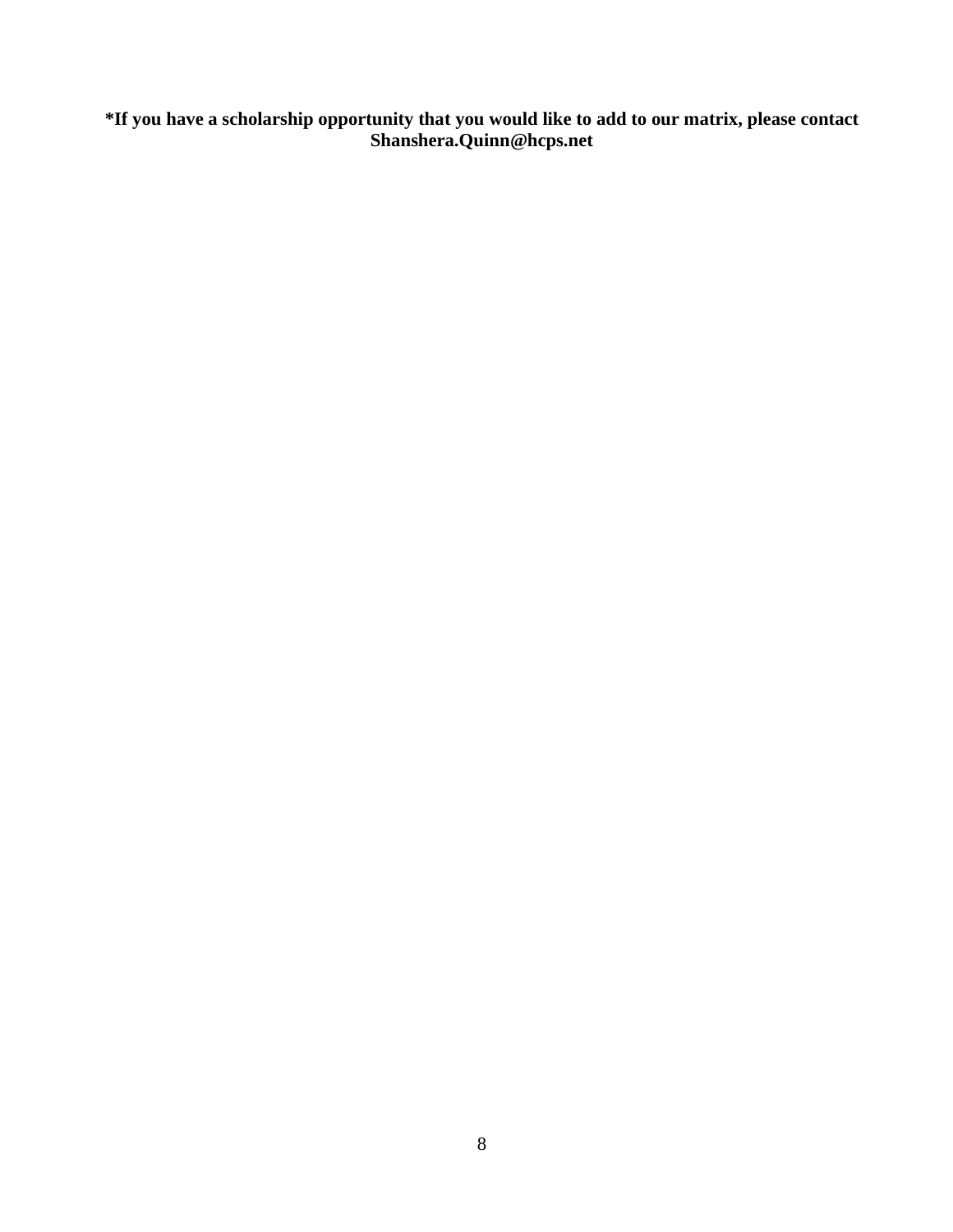**\*If you have a scholarship opportunity that you would like to add to our matrix, please contact Shanshera.Quinn@hcps.net**